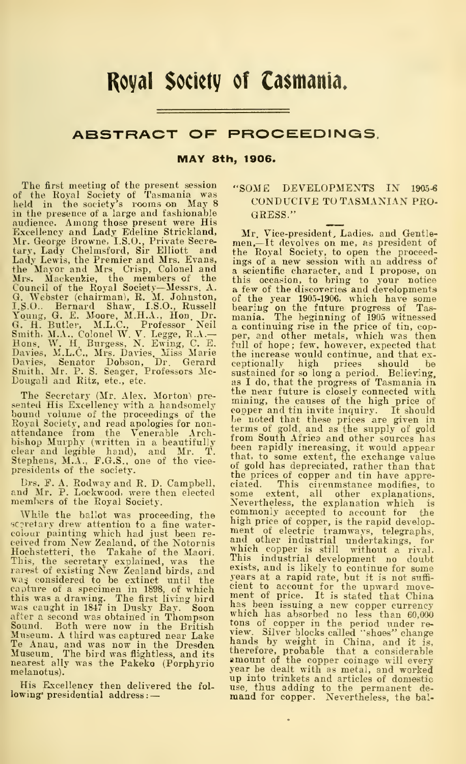# Royal Society of Tasmania.

## ABSTRACT OF PROCEEDINGS.

### MAY 8th, 1906.

The first meeting of the present session of the Royal Society of Tasmania was held in the society's rooms on May 8 in the presence of a large and fashionable audience. Among those present were His Excellency and Lady Edeline Strickland, Mr. George Browne, I.S.O., Private Secretary, Lady Chelmsford, Sir Elliott and Lady Lewis, the Premier and Mrs. Evans, the Mayor and Mrs. Crisp, Colonel and Mrs. Mackenzie, the members of the Council of the Royal Society—Messrs. A. G. Webster (chairman), R. M. Johnston, I.S.O., Bernard Shaw, I.S.O., Russell Young, G. E. Moore, M.H.A., Hon. Dr. G. H. Butler, M.L.C., Professor Neil Smith, M.A., Colonel W. V. Legge, R.A.—Hons. W. H. Burgess, N. Ewing, C. E. Davies, M.L.C., Mrs. Davies, Miss Marie Davies, Senator Dobson, Dr. Gerard Smith, Mr. P. S. Seager, Professors McDougall and Ritz, etc., etc.

The Secretary (Mr. Alex. Morton) presented His Excellency with a handsomely bound volume of the proceedings of the Royal Society, and read apologies for non-attendance from the Venerable Archbishop Murphy (written in a beautifully clear and legible hand), and Mr. T. Stephens, M.A., F.G.S., one of the vice-presidents of the society.

Drs. F. A. Rodway and R. D. Campbell, and Mr. P. Lockwood, were then elected members of the Royal Society.

While the ballot was proceeding, the secretary drew attention to a fine water-colour painting which had just been received from New Zealand, of the Notornis Hochstetteri, the Takahe of the Maori. This, the secretary explained, was the rarest of existing New Zealand birds, and was considered to be extinct until the capture of a specimen in 1898, of which this was a drawing. The first living bird was caught in 1847 in Dusky Bay. Soon after a second was obtained in Thompson Sound. Both were now in the British Museum. A third was captured near Lake Te Anau, and was now in the Dresden Museum. The bird was flightless, and its nearest ally was the Pakeko (Porphyrio melanotus).

His Excellency then delivered the following presidential address:—

"SOME DEVELOPMENTS IN 1905-6 CONDUCIVE TO TASMANIAN PROGRESS."

Mr. Vice-president, Ladies, and Gentlemen,—It devolves on me, as president of the Royal Society, to open the proceedings of a new session with an address of a scientific character, and I propose, on this occasion, to bring to your notice a few of the discoveries and developments of the year 1905-1906, which have some bearing on the future progress of Tasmania. The beginning of 1905 witnessed a continuing rise in the price of tin, copper, and other metals, which was then full of hope; few, however, expected that the increase would continue, and that exceptionally high prices should be sustained for so long a period. Believing, as I do, that the progress of Tasmania in the near future is closely connected with mining, the causes of the high price of copper and tin invite inquiry. It should be noted that these prices are given in terms of gold, and as the supply of gold from South Africa and other sources has been rapidly increasing, it would appear that, to some extent, the exchange value of gold has depreciated, rather than that the prices of copper and tin have appreciated. This circumstance modifies, to some extent, all other explanations. Nevertheless, the explanation which is commonly accepted to account for the high price of copper, is the rapid development of electric tramways, telegraphs, and other industrial undertakings, for which copper is still without a rival. This industrial development no doubt exists, and is likely to continue for some years at a rapid rate, but it is not sufficient to account for the upward movement of price. It is stated that China has been issuing a new copper currency which has absorbed no less than 60,000 tons of copper in the period under review. Silver blocks called "shoes" change hands by weight in China, and it is, therefore, probable that a considerable amount of the copper coinage will every year be dealt with as metal, and worked up into trinkets and articles of domestic use, thus adding to the permanent demand for copper. Nevertheless, the bal-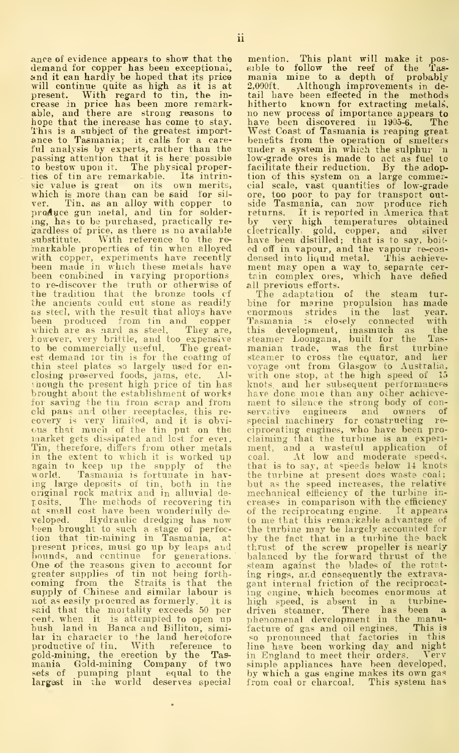ance of evidence appears to show that the demand for copper has been exceptional, and it can hardly be hoped that its price will continue quite as high as it is at present. With regard to tin, the increase in price has been more remarkable, and there are strong reasons to hope that the increase has come to stay. This is a subject of the greatest importance to Tasmania; it calls for a careful analysis by experts, rather than the passing attention that it is here possible to bestow upon it. The physical properties of tin are remarkable. Its intrinsic value is great on its own merits, which is more than can be said for silver. Tin, as an alloy with copper to produce gun metal, and tin for soldering, has to be purchased, practically regardless of price, as there is no available substitute. With reference to the remarkable properties of tin when alloyed with copper, experiments have recently been made in which these metals have been combined in varying proportions to re-discover the truth or otherwise of the tradition that the bronze tools of the ancients could cut stone as readily as steel, with the result that alloys have been produced from tin and copper which are as hard as steel. They are, however, very brittle, and too expensive to be commercially useful. The greatest demand for tin is for the coating of thin steel plates so largely used for enclosing preserved foods, jams, etc. Although the present high price of tin has brought about the establishment of works for saving the tin from scrap and from old pans and other receptacles, this recovery is very limited, and it is obvious that much of the tin put on the market gets dissipated and lost for ever. Tin, therefore, differs from other metals in the extent to which it is worked up again to keep up the supply of the world. Tasmania is fortunate in having large deposits of tin, both in the original rock matrix and in alluvial deposits. The methods of recovering tin at small cost have been wonderfully developed. Hydraulic dredging has now been brought to such a stage of perfection that tin-mining in Tasmania, at present prices, must go up by leaps and bounds, and continue for generations. One of the reasons given to account for greater supplies of tin not being forthcoming from the Straits is that the supply of Chinese and similar labour is not as easily procured as formerly. It is said that the mortality exceeds 50 per cent. when it is attempted to open up bush land in Banca and Billiton, similar in character to the land heretofore productive of tin. With reference to gold-mining, the erection by the Tasmania Gold-mining Company of two sets of pumping plant equal to the largest in the world deserves special mention. This plant will make it possible to follow the reef of the Tasmania mine to a depth of probably 2,000ft. Although improvements in detail have been effected in the methods hitherto known for extracting metals, no new process of importance appears to have been discovered in 1905-6. The West Coast of Tasmania is reaping great benefits from the operation of smelters under a system in which the sulphur in low-grade ores is made to act as fuel to facilitate their reduction. By the adoption of this system on a large commercial scale, vast quantities of low-grade ore, too poor to pay for transport outside Tasmania, can now produce rich returns. It is reported in America that by very high temperatures obtained electrically, gold, copper, and silver have been distilled; that is to say, boiled off in vapour, and the vapour re-condensed into liquid metal. This achievement may open a way to separate certain complex ores, which have defied all previous efforts.

The adaptation of the steam turbine for marine propulsion has made enormous strides in the last year. Tasmania is closely connected with this development, inasmuch as the steamer Loongana, built for the Tasmanian trade, was the first turbine steamer to cross the equator, and her voyage out from Glasgow to Australia, with one stop, at the high speed of 15 knots, and her subsequent performances have done more than any other achievement to silence the strong body of conservative engineers and owners of special machinery for constructing reciprocating engines, who have been proclaiming that the turbine is an experiment, and a wasteful application of coal. At low and moderate speeds, that is to say, at speeds below 14 knots the turbine at present does waste coal; but as the speed increases, the relative mechanical efficiency of the turbine increases in comparison with the efficiency of the reciprocating engine. It appears to me that this remarkable advantage of the turbine may be largely accounted for by the fact that in a turbine the back thrust of the screw propeller is nearly balanced by the forward thrust of the steam against the blades of the rotating rings, and consequently the extravagant internal friction of the reciprocating engine, which becomes enormous at high speed, is absent in a turbine-driven steamer. There has been a phenomenal development in the manufacture of gas and oil engines. This is so pronounced that factories in this line have been working day and night in England to meet their orders. Very simple appliances have been developed, by which a gas engine makes its own gas from coal or charcoal. This system has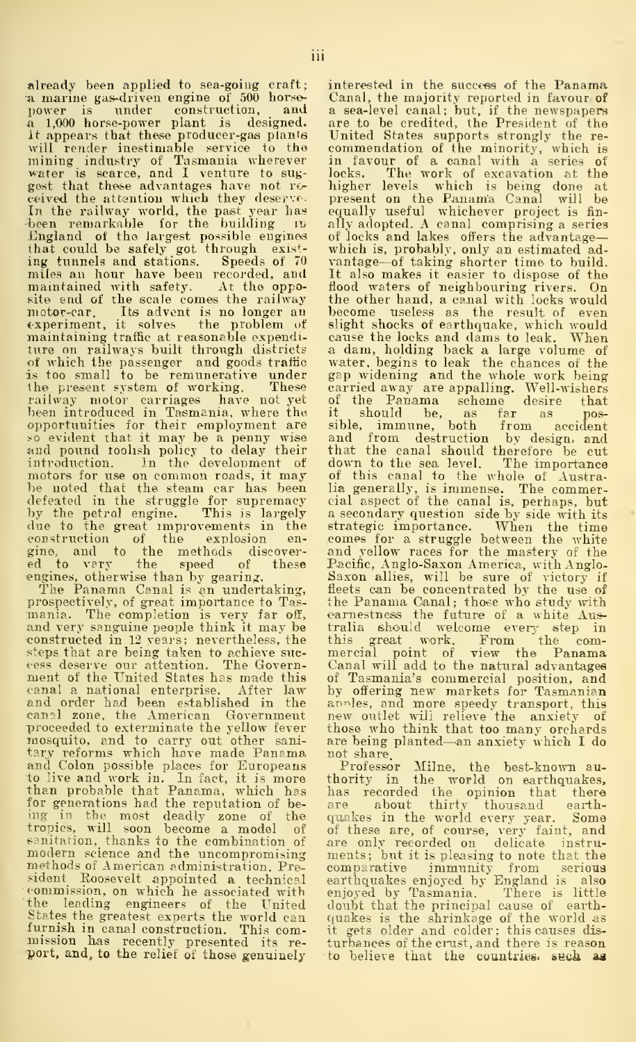already been applied to sea-going craft; a marine gas-driven engine of 500 horse-power is under construction, and a 1,000 horse-power plant is designed. It appears that these producer-gas plants will render inestimable service to the mining industry of Tasmania wherever water is scarce, and I venture to suggest that these advantages have not received the attention which they deserve. In the railway world, the past year has been remarkable for the building in England of the largest possible engines that could be safely got through existing tunnels and stations. Speeds of 70 miles an hour have been recorded, and maintained with safety. At the opposite end of the scale comes the railway motor-car. Its advent is no longer an experiment, it solves the problem of maintaining traffic at reasonable expenditure on railways built through districts of which the passenger and goods traffic is too small to be remunerative under the present system of working. These railway motor carriages have not yet been introduced in Tasmania, where the opportunities for their employment are so evident that it may be a penny wise and pound foolish policy to delay their introduction. In the development of motors for use on common roads, it may be noted that the steam car has been defeated in the struggle for supremacy by the petrol engine. This is largely due to the great improvements in the construction of the explosion engine, and to the methods discovered to vary the speed of these engines, otherwise than by gearing.

The Panama Canal is an undertaking, prospectively, of great importance to Tasmania. The completion is very far off, and very sanguine people think it may be constructed in 12 years; nevertheless, the steps that are being taken to achieve success deserve our attention. The Government of the United States has made this canal a national enterprise. After law and order had been established in the canal zone, the American Government proceeded to exterminate the yellow fever mosquito, and to carry out other sanitary reforms which have made Panama and Colon possible places for Europeans to live and work in. In fact, it is more than probable that Panama, which has for generations had the reputation of being in the most deadly zone of the tropics, will soon become a model of sanitation, thanks to the combination of modern science and the uncompromising methods of American administration. President Roosevelt appointed a technical commission, on which he associated with the leading engineers of the United States the greatest experts the world can furnish in canal construction. This commission has recently presented its report, and, to the relief of those genuinely interested in the success of the Panama Canal, the majority reported in favour of a sea-level canal; but, if the newspapers are to be credited, the President of the United States supports strongly the recommendation of the minority, which is in favour of a canal with a series of locks. The work of excavation at the higher levels which is being done at present on the Panama Canal will be equally useful whichever project is finally adopted. A canal comprising a series of locks and lakes offers the advantage—which is, probably, only an estimated advantage—of taking shorter time to build. It also makes it easier to dispose of the flood waters of neighbouring rivers. On the other hand, a canal with locks would become useless as the result of even slight shocks of earthquake, which would cause the locks and dams to leak. When a dam, holding back a large volume of water, begins to leak the chances of the gap widening and the whole work being carried away are appalling. Well-wishers of the Panama scheme desire that it should be, as far as possible, immune, both from accident and from destruction by design, and that the canal should therefore be cut down to the sea level. The importance of this canal to the whole of Australia generally, is immense. The commercial aspect of the canal is, perhaps, but a secondary question side by side with its strategic importance. When the time comes for a struggle between the white and yellow races for the mastery of the Pacific, Anglo-Saxon America, with Anglo-Saxon allies, will be sure of victory if fleets can be concentrated by the use of the Panama Canal; those who study with earnestness the future of a white Australia should welcome every step in this great work. From the commercial point of view the Panama Canal will add to the natural advantages of Tasmania's commercial position, and by offering new markets for Tasmanian apples, and more speedy transport, this new outlet will relieve the anxiety of those who think that too many orchards are being planted—an anxiety which I do not share.

Professor Milne, the best-known authority in the world on earthquakes, has recorded the opinion that there are about thirty thousand earthquakes in the world every year. Some of these are, of course, very faint, and are only recorded on delicate instruments; but it is pleasing to note that the comparative immunity from serious earthquakes enjoyed by England is also enjoyed by Tasmania. There is little doubt that the principal cause of earthquakes is the shrinkage of the world as it gets older and colder; this causes disturbances of the crust, and there is reason to believe that the countries, such as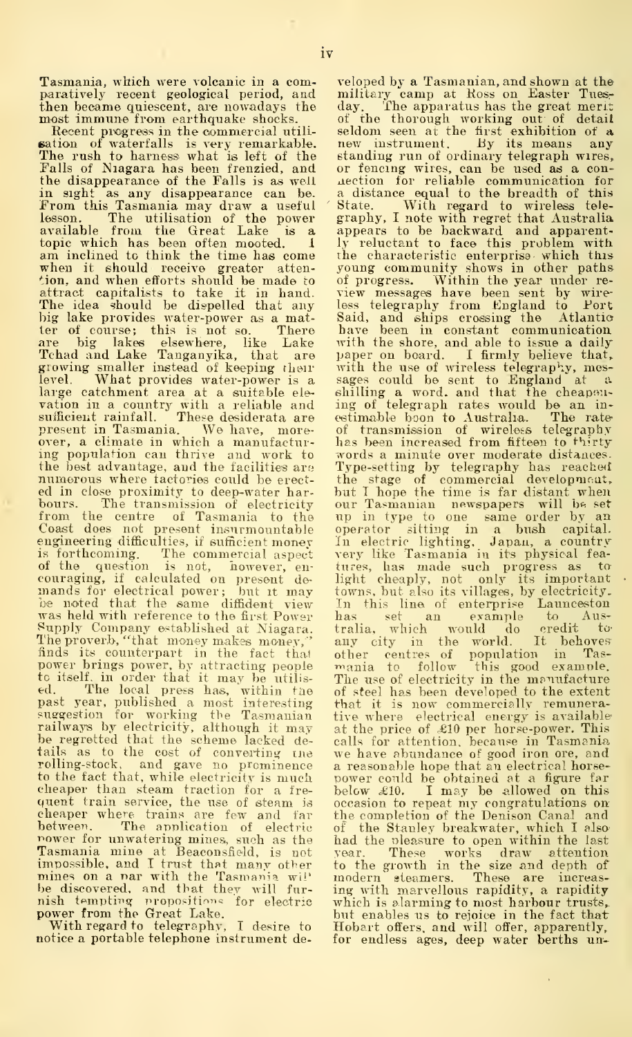Tasmania, which were volcanic in a comparatively recent geological period, and then became quiescent, are nowadays the most immune from earthquake shocks.

Recent progress in the commercial utilisation of waterfalls is very remarkable. The rush to harness what is left of the Falls of Niagara has been frenzied, and the disappearance of the Falls is as well in sight as any disappearance can be. From this Tasmania may draw a useful lesson. The utilisation of the power available from the Great Lake is a topic which has been often mooted. I am inclined to think the time has come when it should receive greater attention, and when efforts should be made to attract capitalists to take it in hand. The idea should be dispelled that any big lake provides water-power as a matter of course; this is not so. There are big lakes elsewhere, like Lake Tchad and Lake Tanganyika, that are growing smaller instead of keeping their level. What provides water-power is a large catchment area at a suitable elevation in a country with a reliable and sufficient rainfall. These desiderata are present in Tasmania. We have, moreover, a climate in which a manufacturing population can thrive and work to the best advantage, and the facilities are numerous where factories could be erected in close proximity to deep-water harbours. The transmission of electricity from the centre of Tasmania to the Coast does not present insurmountable engineering difficulties, if sufficient money is forthcoming. The commercial aspect of the question is not, however, encouraging, if calculated on present demands for electrical power; but it may be noted that the same diffident view was held with reference to the first Power Supply Company established at Niagara. The proverb, "that money makes money," finds its counterpart in the fact that power brings power, by attracting people to itself, in order that it may be utilised. The local press has, within the past year, published a most interesting suggestion for working the Tasmanian railways by electricity, although it may be regretted that the scheme lacked details as to the cost of converting the rolling-stock, and gave no prominence to the fact that, while electricity is much cheaper than steam traction for a frequent train service, the use of steam is cheaper where trains are few and far between. The application of electric power for unwatering mines, such as the Tasmania mine at Beaconsfield, is not impossible, and I trust that many other mines on a par with the Tasmania will be discovered, and that they will furnish tempting propositions for electric power from the Great Lake.

With regard to telegraphy, I desire to notice a portable telephone instrument developed by a Tasmanian, and shown at the military camp at Ross on Easter Tuesday. The apparatus has the great merit of the thorough working out of detail seldom seen at the first exhibition of a new instrument. By its means any standing run of ordinary telegraph wires, or fencing wires, can be used as a connection for reliable communication for a distance equal to the breadth of this State. With regard to wireless telegraphy, I note with regret that Australia appears to be backward and apparently reluctant to face this problem with the characteristic enterprise which this young community shows in other paths of progress. Within the year under review messages have been sent by wireless telegraphy from England to Port Said, and ships crossing the Atlantic have been in constant communication with the shore, and able to issue a daily paper on board. I firmly believe that, with the use of wireless telegraphy, messages could be sent to England at a shilling a word, and that the cheapening of telegraph rates would be an inestimable boon to Australia. The rate of transmission of wireless telegraphy has been increased from fifteen to thirty words a minute over moderate distances. Type-setting by telegraphy has reached the stage of commercial development, but I hope the time is far distant when our Tasmanian newspapers will be set up in type to one same order by an operator sitting in a bush capital. In electric lighting, Japan, a country very like Tasmania in its physical features, has made such progress as to light cheaply, not only its important towns, but also its villages, by electricity. In this line of enterprise Launceston has set an example to Australia, which would do credit to any city in the world. It behoves other centres of population in Tasmania to follow this good example. The use of electricity in the manufacture of steel has been developed to the extent that it is now commercially remunerative where electrical energy is available at the price of £10 per horse-power. This calls for attention, because in Tasmania we have abundance of good iron ore, and a reasonable hope that an electrical horse-power could be obtained at a figure far below £10. I may be allowed on this occasion to repeat my congratulations on the completion of the Denison Canal and of the Stanley breakwater, which I also had the pleasure to open within the last year. These works draw attention to the growth in the size and depth of modern steamers. These are increasing with marvellous rapidity, a rapidity which is alarming to most harbour trusts, but enables us to rejoice in the fact that Hobart offers, and will offer, apparently, for endless ages, deep water berths un-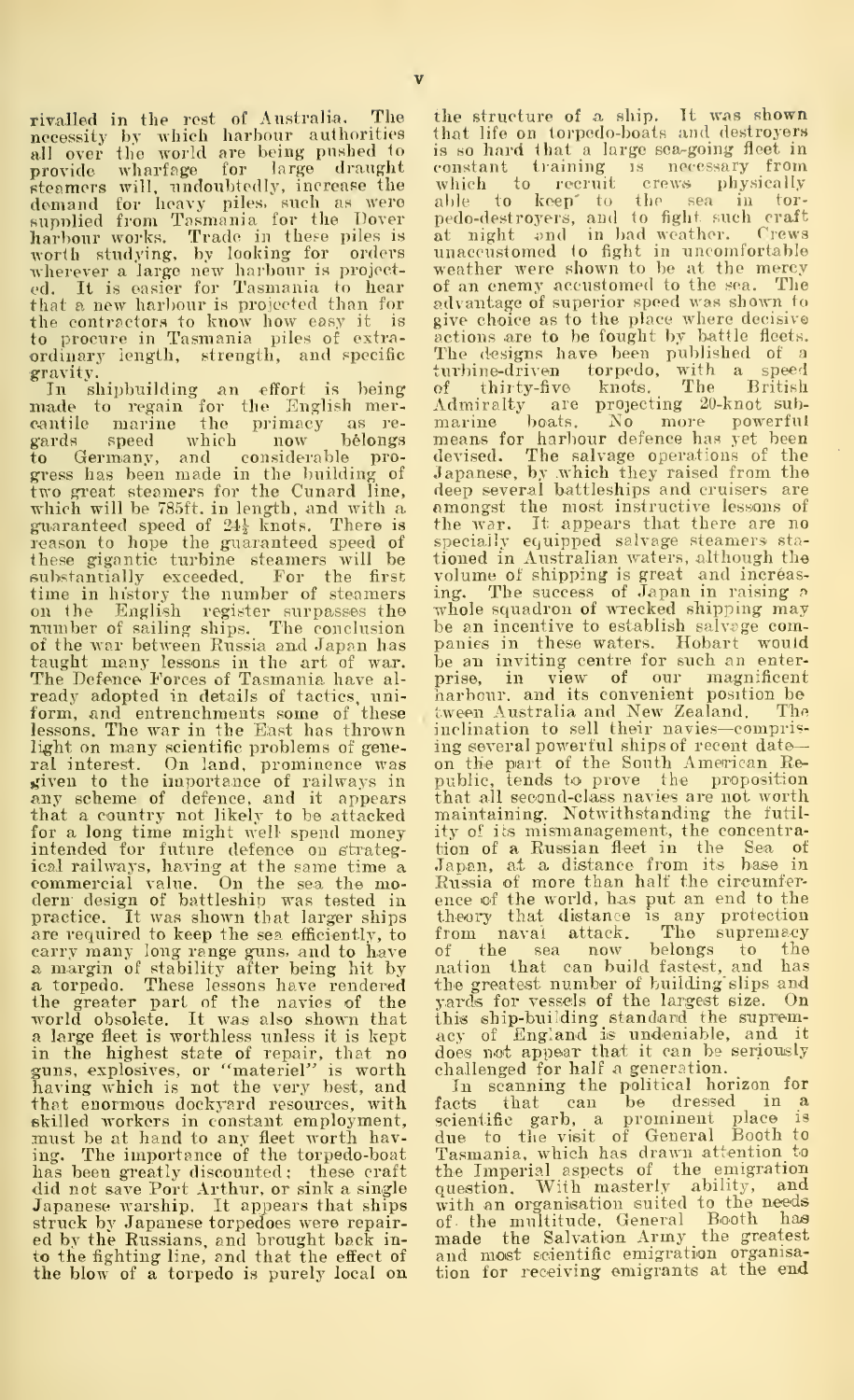rivalled in the rest of Australia. The necessity by which harbour authorities all over the world are being pushed to provide wharfage for large draught steamers will, undoubtedly, increase the demand for heavy piles, such as were supplied from Tasmania for the Dover harbour works. Trade in these piles is worth studying, by looking for orders wherever a large new harbour is projected. It is easier for Tasmania to hear that a new harbour is projected than for the contractors to know how easy it is to procure in Tasmania piles of extraordinary length, strength, and specific gravity.

In shipbuilding an effort is being made to regain for the English mercantile marine the primacy as regards speed which now belongs to Germany, and considerable progress has been made in the building of two great steamers for the Cunard line, which will be 785ft. in length, and with a guaranteed speed of 24½ knots. There is reason to hope the guaranteed speed of these gigantic turbine steamers will be substantially exceeded. For the first time in history the number of steamers on the English register surpasses the number of sailing ships. The conclusion of the war between Russia and Japan has taught many lessons in the art of war. The Defence Forces of Tasmania have already adopted in details of tactics, uniform, and entrenchments some of these lessons. The war in the East has thrown light on many scientific problems of general interest. On land, prominence was given to the importance of railways in any scheme of defence, and it appears that a country not likely to be attacked for a long time might well spend money intended for future defence on strategical railways, having at the same time a commercial value. On the sea the modern design of battleship was tested in practice. It was shown that larger ships are required to keep the sea efficiently, to carry many long range guns, and to have a margin of stability after being hit by a torpedo. These lessons have rendered the greater part of the navies of the world obsolete. It was also shown that a large fleet is worthless unless it is kept in the highest state of repair, that no guns, explosives, or "materiel" is worth having which is not the very best, and that enormous dockyard resources, with skilled workers in constant employment, must be at hand to any fleet worth having. The importance of the torpedo-boat has been greatly discounted; these craft did not save Port Arthur, or sink a single Japanese warship. It appears that ships struck by Japanese torpedoes were repaired by the Russians, and brought back into the fighting line, and that the effect of the blow of a torpedo is purely local on the structure of a ship. It was shown that life on torpedo-boats and destroyers is so hard that a large sea-going fleet in constant training is necessary from which to recruit crews physically able to keep to the sea in torpedo-destroyers, and to fight such craft at night and in bad weather. Crews unaccustomed to fight in uncomfortable weather were shown to be at the mercy of an enemy accustomed to the sea. The advantage of superior speed was shown to give choice as to the place where decisive actions are to be fought by battle fleets. The designs have been published of a turbine-driven torpedo, with a speed of thirty-five knots. The British Admiralty are projecting 20-knot submarine boats. No more powerful means for harbour defence has yet been devised. The salvage operations of the Japanese, by which they raised from the deep several battleships and cruisers are amongst the most instructive lessons of the war. It appears that there are no specially equipped salvage steamers stationed in Australian waters, although the volume of shipping is great and increasing. The success of Japan in raising a whole squadron of wrecked shipping may be an incentive to establish salvage companies in these waters. Hobart would be an inviting centre for such an enterprise, in view of our magnificent harbour, and its convenient position between Australia and New Zealand. The inclination to sell their navies—comprising several powerful ships of recent date—on the part of the South American Republic, tends to prove the proposition that all second-class navies are not worth maintaining. Notwithstanding the futility of its mismanagement, the concentration of a Russian fleet in the Sea of Japan, at a distance from its base in Russia of more than half the circumference of the world, has put an end to the theory that distance is any protection from naval attack. The supremacy of the sea now belongs to the nation that can build fastest, and has the greatest number of building slips and yards for vessels of the largest size. On this ship-building standard the supremacy of England is undeniable, and it does not appear that it can be seriously challenged for half a generation.

In scanning the political horizon for facts that can be dressed in a scientific garb, a prominent place is due to the visit of General Booth to Tasmania, which has drawn attention to the Imperial aspects of the emigration question. With masterly ability, and with an organisation suited to the needs of the multitude, General Booth has made the Salvation Army the greatest and most scientific emigration organisation for receiving emigrants at the end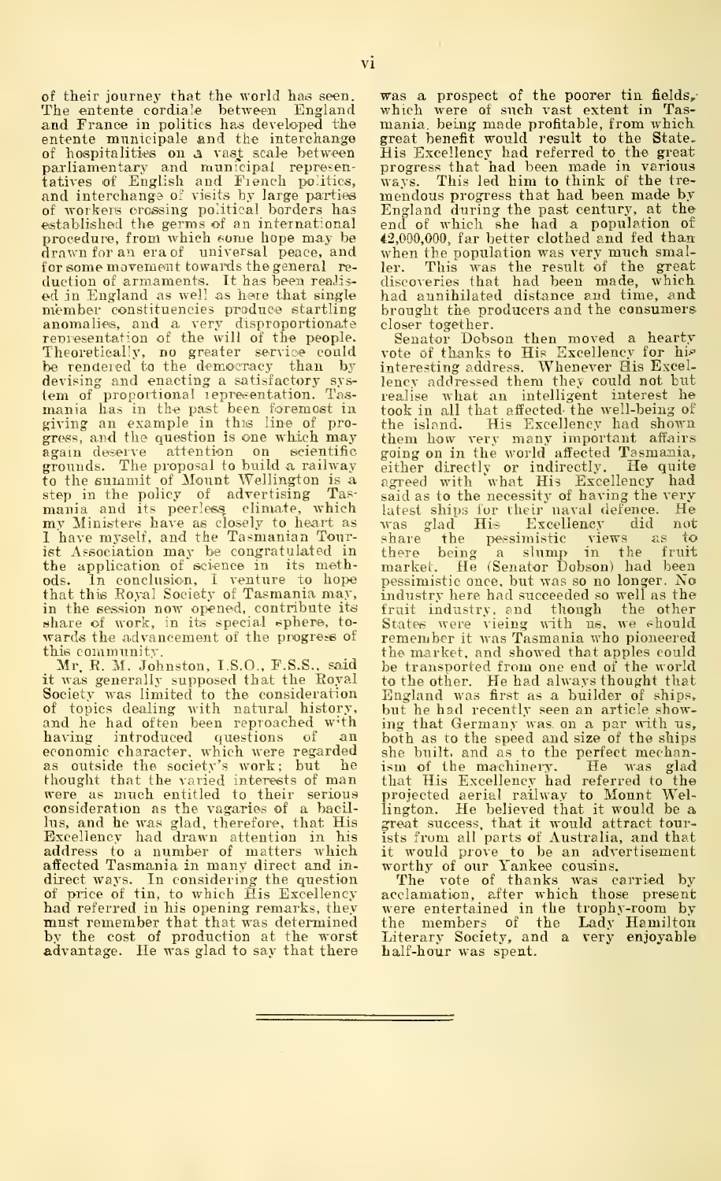of their journey that the world has seen. The entente cordiale between England and France in politics has developed the entente municipale and the interchange of hospitalities on a vast scale between parliamentary and municipal representatives of English and French politics, and interchange of visits by large parties of workers crossing political borders has established the germs of an international procedure, from which some hope may be drawn for an era of universal peace, and for some movement towards the general reduction of armaments. It has been realised in England as well as here that single member constituencies produce startling anomalies, and a very disproportionate representation of the will of the people. Theoretically, no greater service could be rendered to the democracy than by devising and enacting a satisfactory system of proportional representation. Tasmania has in the past been foremost in giving an example in this line of progress, and the question is one which may again deserve attention on scientific grounds. The proposal to build a railway to the summit of Mount Wellington is a step in the policy of advertising Tasmania and its peerless climate, which my Ministers have as closely to heart as I have myself, and the Tasmanian Tourist Association may be congratulated in the application of science in its methods. In conclusion, I venture to hope that this Royal Society of Tasmania may, in the session now opened, contribute its share of work, in its special sphere, towards the advancement of the progress of this community.

Mr. R. M. Johnston, I.S.O., F.S.S., said it was generally supposed that the Royal Society was limited to the consideration of topics dealing with natural history, and he had often been reproached with having introduced questions of an economic character, which were regarded as outside the society's work; but he thought that the varied interests of man were as much entitled to their serious consideration as the vagaries of a bacillus, and he was glad, therefore, that His Excellency had drawn attention in his address to a number of matters which affected Tasmania in many direct and indirect ways. In considering the question of price of tin, to which His Excellency had referred in his opening remarks, they must remember that that was determined by the cost of production at the worst advantage. He was glad to say that there was a prospect of the poorer tin fields, which were of such vast extent in Tasmania, being made profitable, from which great benefit would result to the State. His Excellency had referred to the great progress that had been made in various ways. This led him to think of the tremendous progress that had been made by England during the past century, at the end of which she had a population of 42,000,000, far better clothed and fed than when the population was very much smaller. This was the result of the great discoveries that had been made, which had annihilated distance and time, and brought the producers and the consumers closer together.

Senator Dobson then moved a hearty vote of thanks to His Excellency for his interesting address. Whenever His Excellency addressed them they could not but realise what an intelligent interest he took in all that affected the well-being of the island. His Excellency had shown them how very many important affairs going on in the world affected Tasmania, either directly or indirectly. He quite agreed with what His Excellency had said as to the necessity of having the very latest ships for their naval defence. He was glad His Excellency did not share the pessimistic views as to there being a slump in the fruit market. He (Senator Dobson) had been pessimistic once, but was so no longer. No industry here had succeeded so well as the fruit industry, and though the other States were vieing with us, we should remember it was Tasmania who pioneered the market, and showed that apples could be transported from one end of the world to the other. He had always thought that England was first as a builder of ships, but he had recently seen an article showing that Germany was on a par with us, both as to the speed and size of the ships she built, and as to the perfect mechanism of the machinery. He was glad that His Excellency had referred to the projected aerial railway to Mount Wellington. He believed that it would be a great success, that it would attract tourists from all parts of Australia, and that it would prove to be an advertisement worthy of our Yankee cousins.

The vote of thanks was carried by acclamation, after which those present were entertained in the trophy-room by the members of the Lady Hamilton Literary Society, and a very enjoyable half-hour was spent.